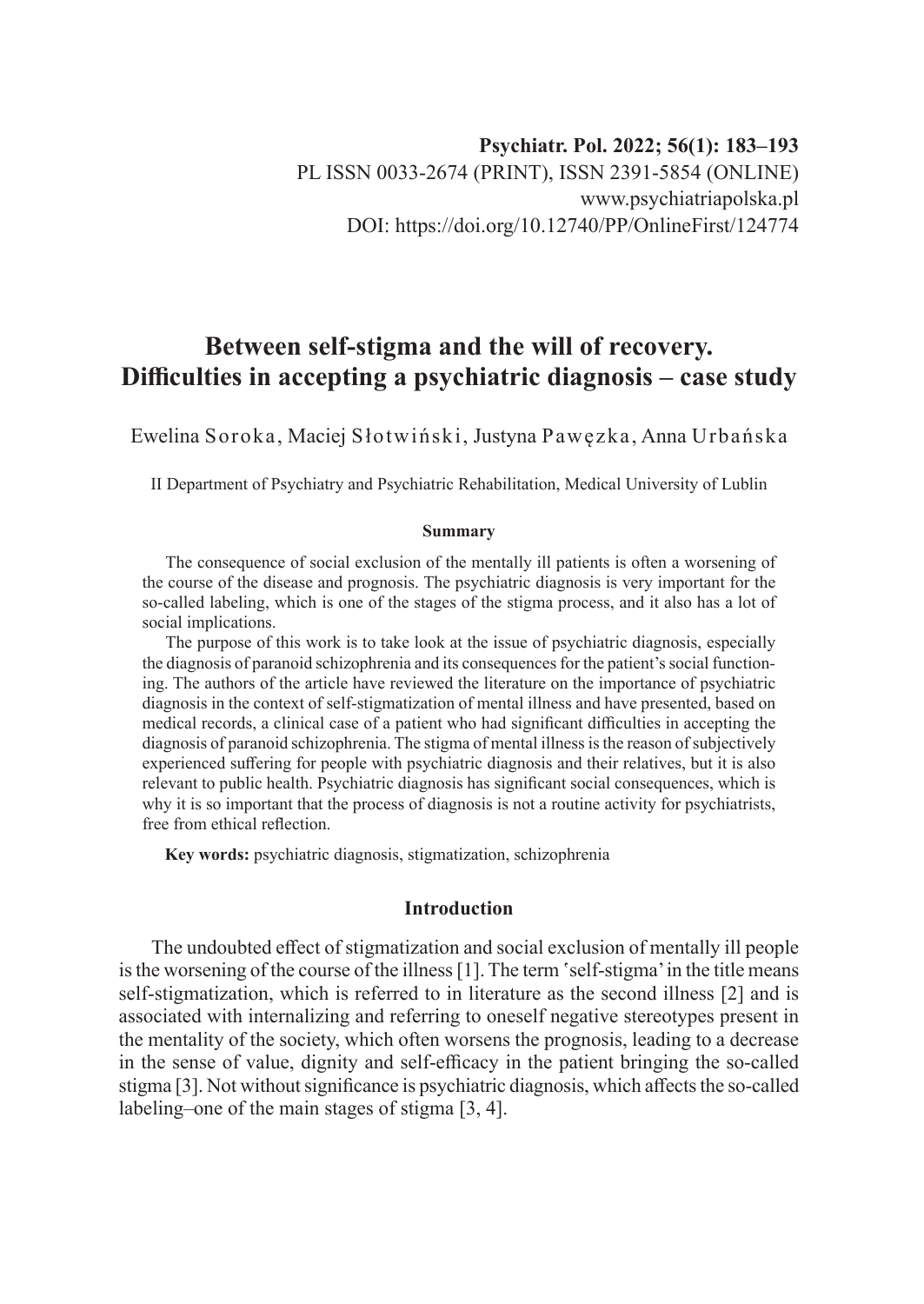Psychiatr. Pol. 2022; 56(1): 183–193
PL ISSN 0033-2674 (PRINT), ISSN 2391-5854 (ONLINE)
www.psychiatriapolska.pl
DOI: https://doi.org/10.12740/PP/OnlineFirst/124774

# Between self-stigma and the will of recovery. Difficulties in accepting a psychiatric diagnosis – case study

Ewelina Soroka, Maciej Słotwiński, Justyna Pawęzka, Anna Urbańska

II Department of Psychiatry and Psychiatric Rehabilitation, Medical University of Lublin

### Summary

The consequence of social exclusion of the mentally ill patients is often a worsening of the course of the disease and prognosis. The psychiatric diagnosis is very important for the so-called labeling, which is one of the stages of the stigma process, and it also has a lot of social implications.

The purpose of this work is to take look at the issue of psychiatric diagnosis, especially the diagnosis of paranoid schizophrenia and its consequences for the patient's social functioning. The authors of the article have reviewed the literature on the importance of psychiatric diagnosis in the context of self-stigmatization of mental illness and have presented, based on medical records, a clinical case of a patient who had significant difficulties in accepting the diagnosis of paranoid schizophrenia. The stigma of mental illness is the reason of subjectively experienced suffering for people with psychiatric diagnosis and their relatives, but it is also relevant to public health. Psychiatric diagnosis has significant social consequences, which is why it is so important that the process of diagnosis is not a routine activity for psychiatrists, free from ethical reflection.

**Key words:** psychiatric diagnosis, stigmatization, schizophrenia

## Introduction

The undoubted effect of stigmatization and social exclusion of mentally ill people is the worsening of the course of the illness [1]. The term 'self-stigma' in the title means self-stigmatization, which is referred to in literature as the second illness [2] and is associated with internalizing and referring to oneself negative stereotypes present in the mentality of the society, which often worsens the prognosis, leading to a decrease in the sense of value, dignity and self-efficacy in the patient bringing the so-called stigma [3]. Not without significance is psychiatric diagnosis, which affects the so-called labeling–one of the main stages of stigma [3, 4].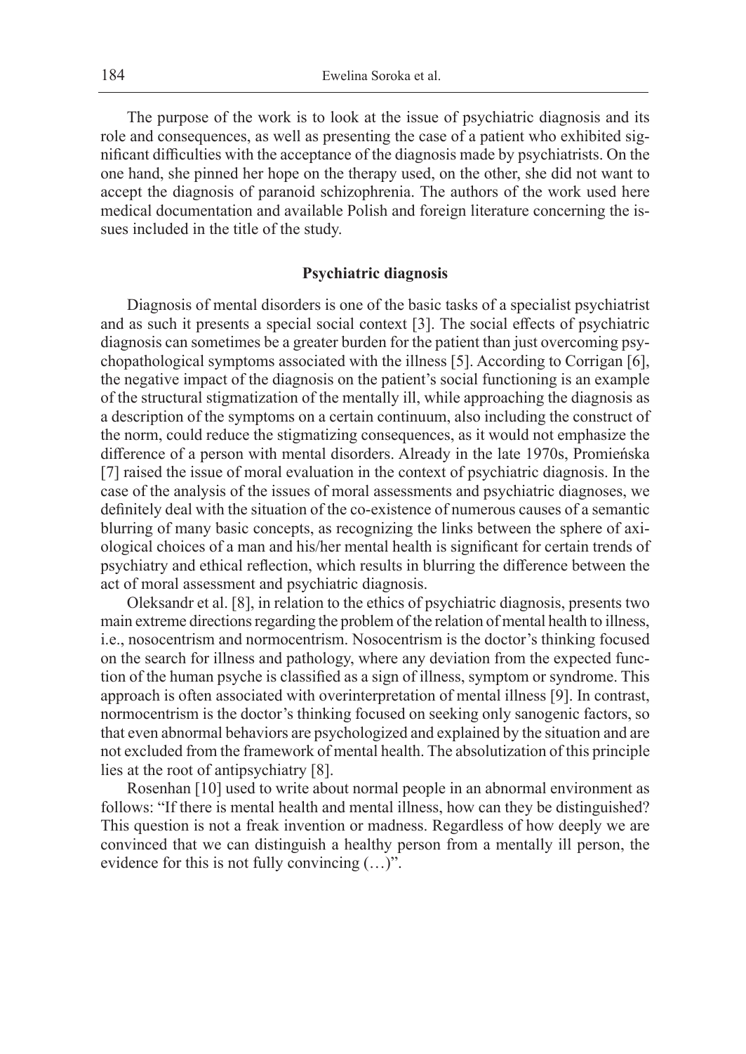The purpose of the work is to look at the issue of psychiatric diagnosis and its role and consequences, as well as presenting the case of a patient who exhibited significant difficulties with the acceptance of the diagnosis made by psychiatrists. On the one hand, she pinned her hope on the therapy used, on the other, she did not want to accept the diagnosis of paranoid schizophrenia. The authors of the work used here medical documentation and available Polish and foreign literature concerning the issues included in the title of the study.

## Psychiatric diagnosis

Diagnosis of mental disorders is one of the basic tasks of a specialist psychiatrist and as such it presents a special social context [3]. The social effects of psychiatric diagnosis can sometimes be a greater burden for the patient than just overcoming psychopathological symptoms associated with the illness [5]. According to Corrigan [6], the negative impact of the diagnosis on the patient's social functioning is an example of the structural stigmatization of the mentally ill, while approaching the diagnosis as a description of the symptoms on a certain continuum, also including the construct of the norm, could reduce the stigmatizing consequences, as it would not emphasize the difference of a person with mental disorders. Already in the late 1970s, Promieńska [7] raised the issue of moral evaluation in the context of psychiatric diagnosis. In the case of the analysis of the issues of moral assessments and psychiatric diagnoses, we definitely deal with the situation of the co-existence of numerous causes of a semantic blurring of many basic concepts, as recognizing the links between the sphere of axiological choices of a man and his/her mental health is significant for certain trends of psychiatry and ethical reflection, which results in blurring the difference between the act of moral assessment and psychiatric diagnosis.

Oleksandr et al. [8], in relation to the ethics of psychiatric diagnosis, presents two main extreme directions regarding the problem of the relation of mental health to illness, i.e., nosocentrism and normocentrism. Nosocentrism is the doctor's thinking focused on the search for illness and pathology, where any deviation from the expected function of the human psyche is classified as a sign of illness, symptom or syndrome. This approach is often associated with overinterpretation of mental illness [9]. In contrast, normocentrism is the doctor's thinking focused on seeking only sanogenic factors, so that even abnormal behaviors are psychologized and explained by the situation and are not excluded from the framework of mental health. The absolutization of this principle lies at the root of antipsychiatry [8].

Rosenhan [10] used to write about normal people in an abnormal environment as follows: "If there is mental health and mental illness, how can they be distinguished? This question is not a freak invention or madness. Regardless of how deeply we are convinced that we can distinguish a healthy person from a mentally ill person, the evidence for this is not fully convincing (…)".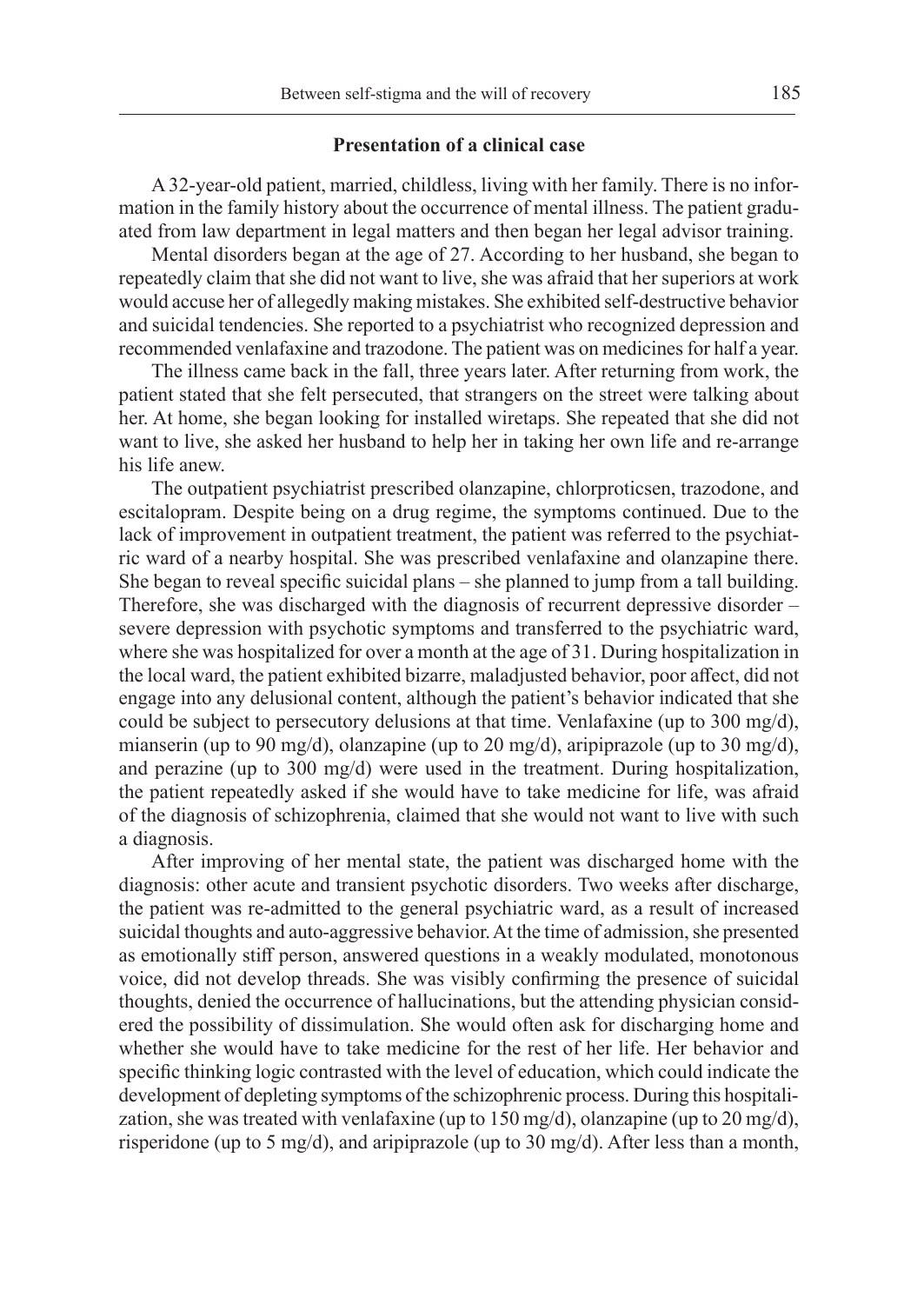## Presentation of a clinical case

A 32-year-old patient, married, childless, living with her family. There is no information in the family history about the occurrence of mental illness. The patient graduated from law department in legal matters and then began her legal advisor training.

Mental disorders began at the age of 27. According to her husband, she began to repeatedly claim that she did not want to live, she was afraid that her superiors at work would accuse her of allegedly making mistakes. She exhibited self-destructive behavior and suicidal tendencies. She reported to a psychiatrist who recognized depression and recommended venlafaxine and trazodone. The patient was on medicines for half a year.

The illness came back in the fall, three years later. After returning from work, the patient stated that she felt persecuted, that strangers on the street were talking about her. At home, she began looking for installed wiretaps. She repeated that she did not want to live, she asked her husband to help her in taking her own life and re-arrange his life anew.

The outpatient psychiatrist prescribed olanzapine, chlorproticsen, trazodone, and escitalopram. Despite being on a drug regime, the symptoms continued. Due to the lack of improvement in outpatient treatment, the patient was referred to the psychiatric ward of a nearby hospital. She was prescribed venlafaxine and olanzapine there. She began to reveal specific suicidal plans – she planned to jump from a tall building. Therefore, she was discharged with the diagnosis of recurrent depressive disorder – severe depression with psychotic symptoms and transferred to the psychiatric ward, where she was hospitalized for over a month at the age of 31. During hospitalization in the local ward, the patient exhibited bizarre, maladjusted behavior, poor affect, did not engage into any delusional content, although the patient's behavior indicated that she could be subject to persecutory delusions at that time. Venlafaxine (up to 300 mg/d), mianserin (up to 90 mg/d), olanzapine (up to 20 mg/d), aripiprazole (up to 30 mg/d), and perazine (up to 300 mg/d) were used in the treatment. During hospitalization, the patient repeatedly asked if she would have to take medicine for life, was afraid of the diagnosis of schizophrenia, claimed that she would not want to live with such a diagnosis.

After improving of her mental state, the patient was discharged home with the diagnosis: other acute and transient psychotic disorders. Two weeks after discharge, the patient was re-admitted to the general psychiatric ward, as a result of increased suicidal thoughts and auto-aggressive behavior. At the time of admission, she presented as emotionally stiff person, answered questions in a weakly modulated, monotonous voice, did not develop threads. She was visibly confirming the presence of suicidal thoughts, denied the occurrence of hallucinations, but the attending physician considered the possibility of dissimulation. She would often ask for discharging home and whether she would have to take medicine for the rest of her life. Her behavior and specific thinking logic contrasted with the level of education, which could indicate the development of depleting symptoms of the schizophrenic process. During this hospitalization, she was treated with venlafaxine (up to 150 mg/d), olanzapine (up to 20 mg/d), risperidone (up to 5 mg/d), and aripiprazole (up to 30 mg/d). After less than a month,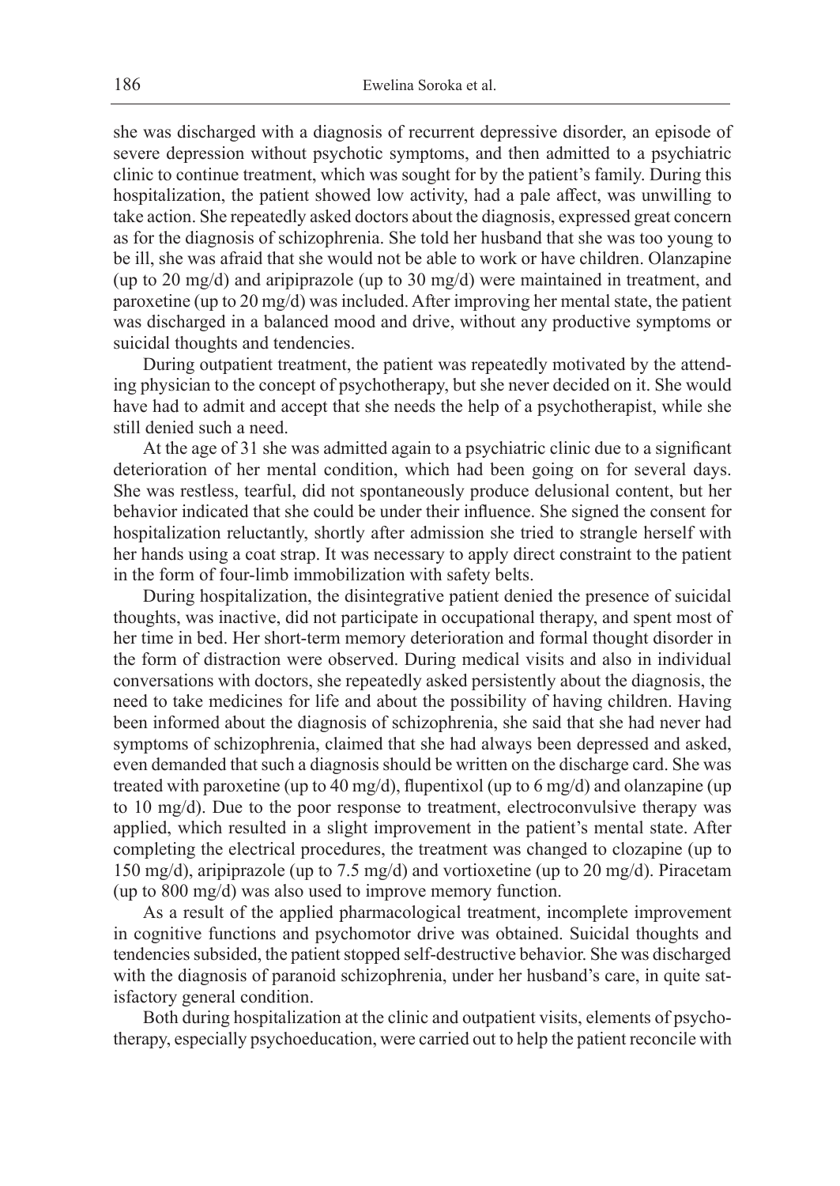she was discharged with a diagnosis of recurrent depressive disorder, an episode of severe depression without psychotic symptoms, and then admitted to a psychiatric clinic to continue treatment, which was sought for by the patient's family. During this hospitalization, the patient showed low activity, had a pale affect, was unwilling to take action. She repeatedly asked doctors about the diagnosis, expressed great concern as for the diagnosis of schizophrenia. She told her husband that she was too young to be ill, she was afraid that she would not be able to work or have children. Olanzapine (up to 20 mg/d) and aripiprazole (up to 30 mg/d) were maintained in treatment, and paroxetine (up to 20 mg/d) was included. After improving her mental state, the patient was discharged in a balanced mood and drive, without any productive symptoms or suicidal thoughts and tendencies.

During outpatient treatment, the patient was repeatedly motivated by the attending physician to the concept of psychotherapy, but she never decided on it. She would have had to admit and accept that she needs the help of a psychotherapist, while she still denied such a need.

At the age of 31 she was admitted again to a psychiatric clinic due to a significant deterioration of her mental condition, which had been going on for several days. She was restless, tearful, did not spontaneously produce delusional content, but her behavior indicated that she could be under their influence. She signed the consent for hospitalization reluctantly, shortly after admission she tried to strangle herself with her hands using a coat strap. It was necessary to apply direct constraint to the patient in the form of four-limb immobilization with safety belts.

During hospitalization, the disintegrative patient denied the presence of suicidal thoughts, was inactive, did not participate in occupational therapy, and spent most of her time in bed. Her short-term memory deterioration and formal thought disorder in the form of distraction were observed. During medical visits and also in individual conversations with doctors, she repeatedly asked persistently about the diagnosis, the need to take medicines for life and about the possibility of having children. Having been informed about the diagnosis of schizophrenia, she said that she had never had symptoms of schizophrenia, claimed that she had always been depressed and asked, even demanded that such a diagnosis should be written on the discharge card. She was treated with paroxetine (up to 40 mg/d), flupentixol (up to 6 mg/d) and olanzapine (up to 10 mg/d). Due to the poor response to treatment, electroconvulsive therapy was applied, which resulted in a slight improvement in the patient's mental state. After completing the electrical procedures, the treatment was changed to clozapine (up to 150 mg/d), aripiprazole (up to 7.5 mg/d) and vortioxetine (up to 20 mg/d). Piracetam (up to 800 mg/d) was also used to improve memory function.

As a result of the applied pharmacological treatment, incomplete improvement in cognitive functions and psychomotor drive was obtained. Suicidal thoughts and tendencies subsided, the patient stopped self-destructive behavior. She was discharged with the diagnosis of paranoid schizophrenia, under her husband's care, in quite satisfactory general condition.

Both during hospitalization at the clinic and outpatient visits, elements of psychotherapy, especially psychoeducation, were carried out to help the patient reconcile with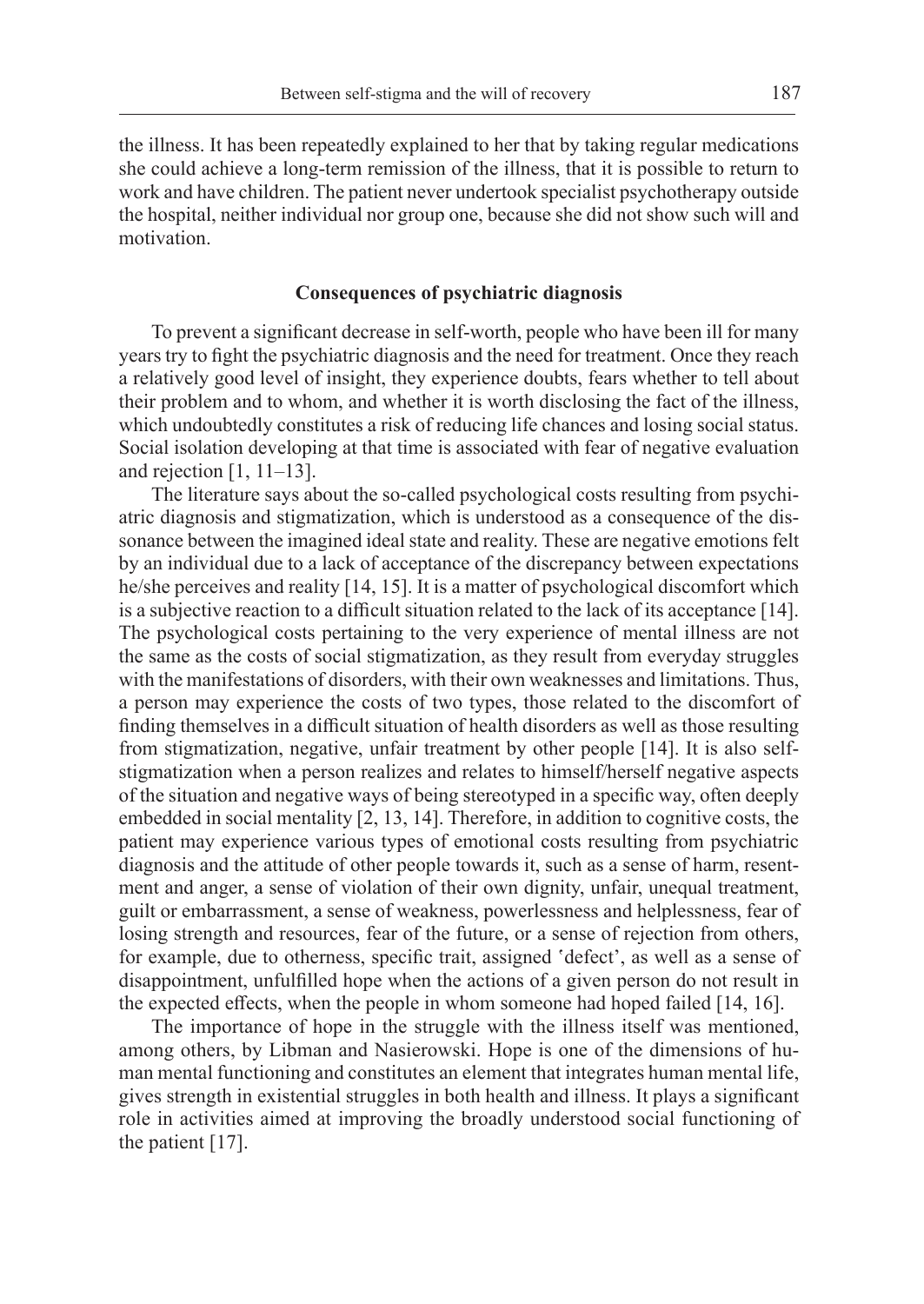the illness. It has been repeatedly explained to her that by taking regular medications she could achieve a long-term remission of the illness, that it is possible to return to work and have children. The patient never undertook specialist psychotherapy outside the hospital, neither individual nor group one, because she did not show such will and motivation.

## Consequences of psychiatric diagnosis

To prevent a significant decrease in self-worth, people who have been ill for many years try to fight the psychiatric diagnosis and the need for treatment. Once they reach a relatively good level of insight, they experience doubts, fears whether to tell about their problem and to whom, and whether it is worth disclosing the fact of the illness, which undoubtedly constitutes a risk of reducing life chances and losing social status. Social isolation developing at that time is associated with fear of negative evaluation and rejection [1, 11–13].

The literature says about the so-called psychological costs resulting from psychiatric diagnosis and stigmatization, which is understood as a consequence of the dissonance between the imagined ideal state and reality. These are negative emotions felt by an individual due to a lack of acceptance of the discrepancy between expectations he/she perceives and reality [14, 15]. It is a matter of psychological discomfort which is a subjective reaction to a difficult situation related to the lack of its acceptance [14]. The psychological costs pertaining to the very experience of mental illness are not the same as the costs of social stigmatization, as they result from everyday struggles with the manifestations of disorders, with their own weaknesses and limitations. Thus, a person may experience the costs of two types, those related to the discomfort of finding themselves in a difficult situation of health disorders as well as those resulting from stigmatization, negative, unfair treatment by other people [14]. It is also self-stigmatization when a person realizes and relates to himself/herself negative aspects of the situation and negative ways of being stereotyped in a specific way, often deeply embedded in social mentality [2, 13, 14]. Therefore, in addition to cognitive costs, the patient may experience various types of emotional costs resulting from psychiatric diagnosis and the attitude of other people towards it, such as a sense of harm, resentment and anger, a sense of violation of their own dignity, unfair, unequal treatment, guilt or embarrassment, a sense of weakness, powerlessness and helplessness, fear of losing strength and resources, fear of the future, or a sense of rejection from others, for example, due to otherness, specific trait, assigned 'defect', as well as a sense of disappointment, unfulfilled hope when the actions of a given person do not result in the expected effects, when the people in whom someone had hoped failed [14, 16].

The importance of hope in the struggle with the illness itself was mentioned, among others, by Libman and Nasierowski. Hope is one of the dimensions of human mental functioning and constitutes an element that integrates human mental life, gives strength in existential struggles in both health and illness. It plays a significant role in activities aimed at improving the broadly understood social functioning of the patient [17].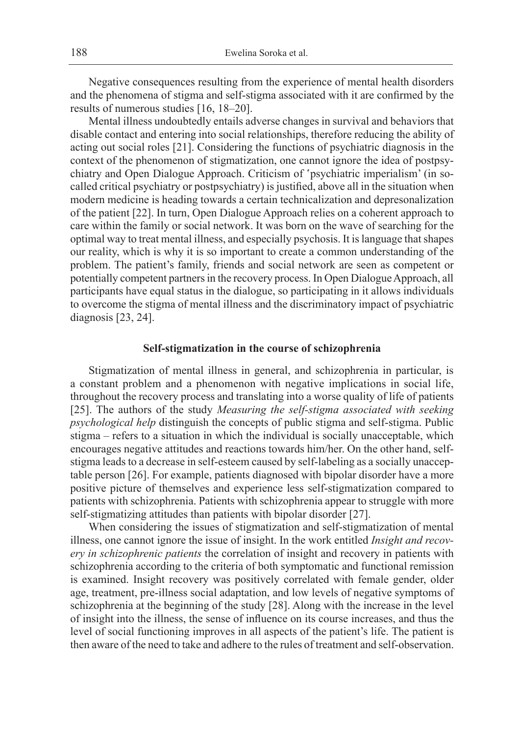Negative consequences resulting from the experience of mental health disorders and the phenomena of stigma and self-stigma associated with it are confirmed by the results of numerous studies [16, 18–20].

Mental illness undoubtedly entails adverse changes in survival and behaviors that disable contact and entering into social relationships, therefore reducing the ability of acting out social roles [21]. Considering the functions of psychiatric diagnosis in the context of the phenomenon of stigmatization, one cannot ignore the idea of postpsychiatry and Open Dialogue Approach. Criticism of 'psychiatric imperialism' (in so-called critical psychiatry or postpsychiatry) is justified, above all in the situation when modern medicine is heading towards a certain technicalization and depresonalization of the patient [22]. In turn, Open Dialogue Approach relies on a coherent approach to care within the family or social network. It was born on the wave of searching for the optimal way to treat mental illness, and especially psychosis. It is language that shapes our reality, which is why it is so important to create a common understanding of the problem. The patient's family, friends and social network are seen as competent or potentially competent partners in the recovery process. In Open Dialogue Approach, all participants have equal status in the dialogue, so participating in it allows individuals to overcome the stigma of mental illness and the discriminatory impact of psychiatric diagnosis [23, 24].

## Self-stigmatization in the course of schizophrenia

Stigmatization of mental illness in general, and schizophrenia in particular, is a constant problem and a phenomenon with negative implications in social life, throughout the recovery process and translating into a worse quality of life of patients [25]. The authors of the study *Measuring the self-stigma associated with seeking psychological help* distinguish the concepts of public stigma and self-stigma. Public stigma – refers to a situation in which the individual is socially unacceptable, which encourages negative attitudes and reactions towards him/her. On the other hand, self-stigma leads to a decrease in self-esteem caused by self-labeling as a socially unacceptable person [26]. For example, patients diagnosed with bipolar disorder have a more positive picture of themselves and experience less self-stigmatization compared to patients with schizophrenia. Patients with schizophrenia appear to struggle with more self-stigmatizing attitudes than patients with bipolar disorder [27].

When considering the issues of stigmatization and self-stigmatization of mental illness, one cannot ignore the issue of insight. In the work entitled *Insight and recovery in schizophrenic patients* the correlation of insight and recovery in patients with schizophrenia according to the criteria of both symptomatic and functional remission is examined. Insight recovery was positively correlated with female gender, older age, treatment, pre-illness social adaptation, and low levels of negative symptoms of schizophrenia at the beginning of the study [28]. Along with the increase in the level of insight into the illness, the sense of influence on its course increases, and thus the level of social functioning improves in all aspects of the patient's life. The patient is then aware of the need to take and adhere to the rules of treatment and self-observation.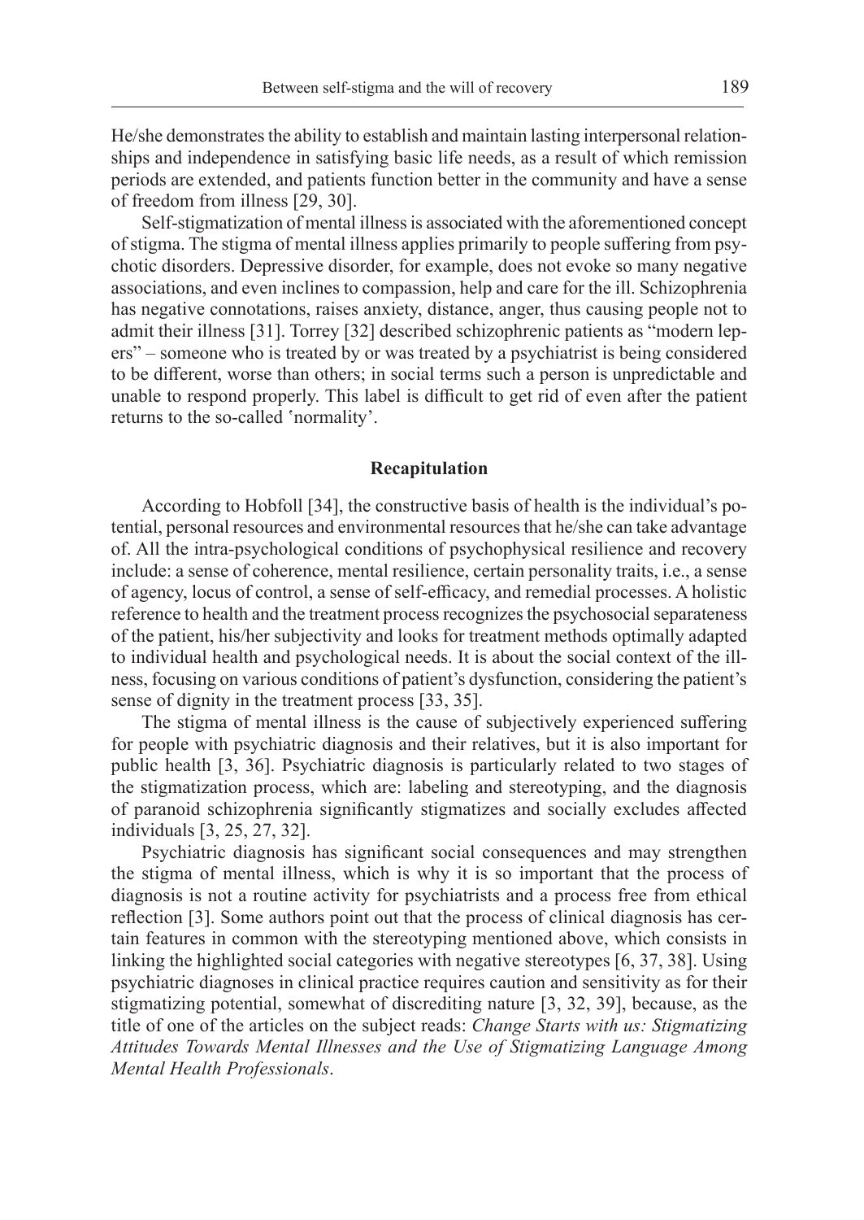He/she demonstrates the ability to establish and maintain lasting interpersonal relationships and independence in satisfying basic life needs, as a result of which remission periods are extended, and patients function better in the community and have a sense of freedom from illness [29, 30].

Self-stigmatization of mental illness is associated with the aforementioned concept of stigma. The stigma of mental illness applies primarily to people suffering from psychotic disorders. Depressive disorder, for example, does not evoke so many negative associations, and even inclines to compassion, help and care for the ill. Schizophrenia has negative connotations, raises anxiety, distance, anger, thus causing people not to admit their illness [31]. Torrey [32] described schizophrenic patients as "modern lepers" – someone who is treated by or was treated by a psychiatrist is being considered to be different, worse than others; in social terms such a person is unpredictable and unable to respond properly. This label is difficult to get rid of even after the patient returns to the so-called 'normality'.

## Recapitulation

According to Hobfoll [34], the constructive basis of health is the individual's potential, personal resources and environmental resources that he/she can take advantage of. All the intra-psychological conditions of psychophysical resilience and recovery include: a sense of coherence, mental resilience, certain personality traits, i.e., a sense of agency, locus of control, a sense of self-efficacy, and remedial processes. A holistic reference to health and the treatment process recognizes the psychosocial separateness of the patient, his/her subjectivity and looks for treatment methods optimally adapted to individual health and psychological needs. It is about the social context of the illness, focusing on various conditions of patient's dysfunction, considering the patient's sense of dignity in the treatment process [33, 35].

The stigma of mental illness is the cause of subjectively experienced suffering for people with psychiatric diagnosis and their relatives, but it is also important for public health [3, 36]. Psychiatric diagnosis is particularly related to two stages of the stigmatization process, which are: labeling and stereotyping, and the diagnosis of paranoid schizophrenia significantly stigmatizes and socially excludes affected individuals [3, 25, 27, 32].

Psychiatric diagnosis has significant social consequences and may strengthen the stigma of mental illness, which is why it is so important that the process of diagnosis is not a routine activity for psychiatrists and a process free from ethical reflection [3]. Some authors point out that the process of clinical diagnosis has certain features in common with the stereotyping mentioned above, which consists in linking the highlighted social categories with negative stereotypes [6, 37, 38]. Using psychiatric diagnoses in clinical practice requires caution and sensitivity as for their stigmatizing potential, somewhat of discrediting nature [3, 32, 39], because, as the title of one of the articles on the subject reads: *Change Starts with us: Stigmatizing Attitudes Towards Mental Illnesses and the Use of Stigmatizing Language Among Mental Health Professionals*.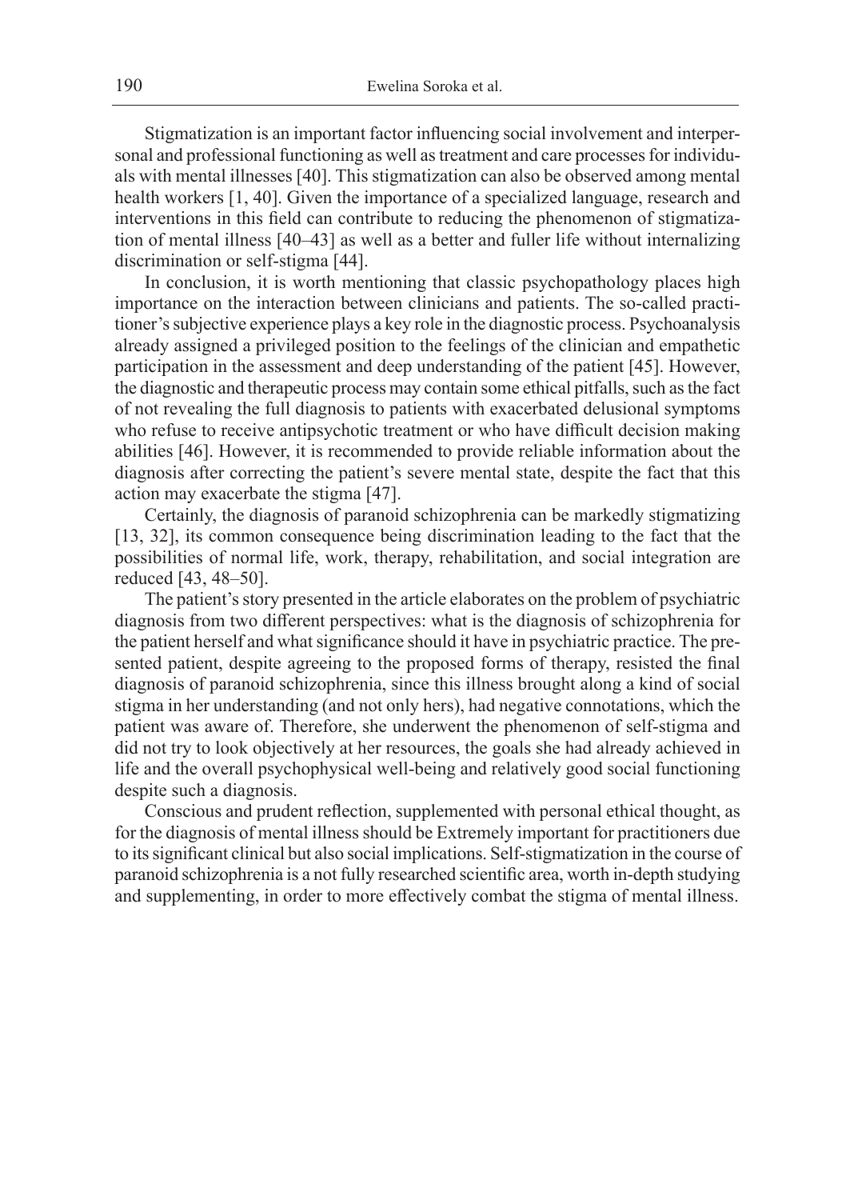Stigmatization is an important factor influencing social involvement and interpersonal and professional functioning as well as treatment and care processes for individuals with mental illnesses [40]. This stigmatization can also be observed among mental health workers [1, 40]. Given the importance of a specialized language, research and interventions in this field can contribute to reducing the phenomenon of stigmatization of mental illness [40–43] as well as a better and fuller life without internalizing discrimination or self-stigma [44].

In conclusion, it is worth mentioning that classic psychopathology places high importance on the interaction between clinicians and patients. The so-called practitioner's subjective experience plays a key role in the diagnostic process. Psychoanalysis already assigned a privileged position to the feelings of the clinician and empathetic participation in the assessment and deep understanding of the patient [45]. However, the diagnostic and therapeutic process may contain some ethical pitfalls, such as the fact of not revealing the full diagnosis to patients with exacerbated delusional symptoms who refuse to receive antipsychotic treatment or who have difficult decision making abilities [46]. However, it is recommended to provide reliable information about the diagnosis after correcting the patient's severe mental state, despite the fact that this action may exacerbate the stigma [47].

Certainly, the diagnosis of paranoid schizophrenia can be markedly stigmatizing [13, 32], its common consequence being discrimination leading to the fact that the possibilities of normal life, work, therapy, rehabilitation, and social integration are reduced [43, 48–50].

The patient's story presented in the article elaborates on the problem of psychiatric diagnosis from two different perspectives: what is the diagnosis of schizophrenia for the patient herself and what significance should it have in psychiatric practice. The presented patient, despite agreeing to the proposed forms of therapy, resisted the final diagnosis of paranoid schizophrenia, since this illness brought along a kind of social stigma in her understanding (and not only hers), had negative connotations, which the patient was aware of. Therefore, she underwent the phenomenon of self-stigma and did not try to look objectively at her resources, the goals she had already achieved in life and the overall psychophysical well-being and relatively good social functioning despite such a diagnosis.

Conscious and prudent reflection, supplemented with personal ethical thought, as for the diagnosis of mental illness should be Extremely important for practitioners due to its significant clinical but also social implications. Self-stigmatization in the course of paranoid schizophrenia is a not fully researched scientific area, worth in-depth studying and supplementing, in order to more effectively combat the stigma of mental illness.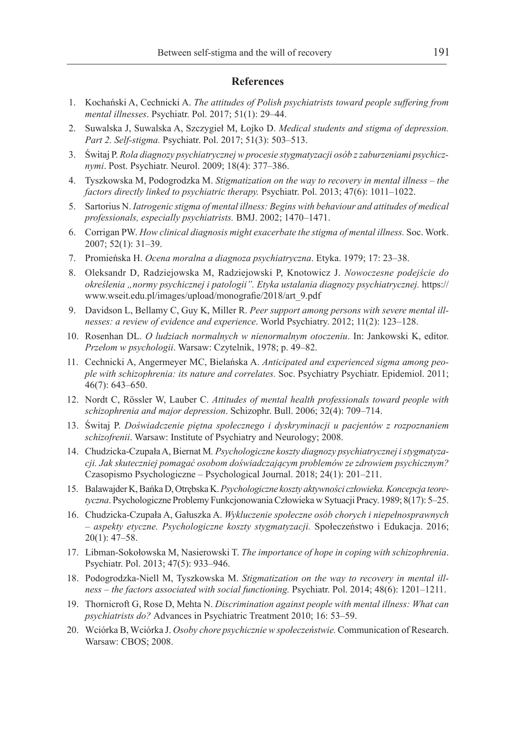## References

1. Kochański A, Cechnicki A. *The attitudes of Polish psychiatrists toward people suffering from mental illnesses*. Psychiatr. Pol. 2017; 51(1): 29–44.
2. Suwalska J, Suwalska A, Szczygieł M, Łojko D. *Medical students and stigma of depression. Part 2. Self-stigma.* Psychiatr. Pol. 2017; 51(3): 503–513.
3. Świtaj P. *Rola diagnozy psychiatrycznej w procesie stygmatyzacji osób z zaburzeniami psychicznymi*. Post. Psychiatr. Neurol. 2009; 18(4): 377–386.
4. Tyszkowska M, Podogrodzka M. *Stigmatization on the way to recovery in mental illness – the factors directly linked to psychiatric therapy.* Psychiatr. Pol. 2013; 47(6): 1011–1022.
5. Sartorius N. *Iatrogenic stigma of mental illness: Begins with behaviour and attitudes of medical professionals, especially psychiatrists.* BMJ. 2002; 1470–1471.
6. Corrigan PW. *How clinical diagnosis might exacerbate the stigma of mental illness.* Soc. Work. 2007; 52(1): 31–39.
7. Promieńska H. *Ocena moralna a diagnoza psychiatryczna*. Etyka. 1979; 17: 23–38.
8. Oleksandr D, Radziejowska M, Radziejowski P, Knotowicz J. *Nowoczesne podejście do określenia „normy psychicznej i patologii". Etyka ustalania diagnozy psychiatrycznej.* https://www.wseit.edu.pl/images/upload/monografie/2018/art_9.pdf
9. Davidson L, Bellamy C, Guy K, Miller R. *Peer support among persons with severe mental illnesses: a review of evidence and experience*. World Psychiatry. 2012; 11(2): 123–128.
10. Rosenhan DL. *O ludziach normalnych w nienormalnym otoczeniu*. In: Jankowski K, editor. *Przełom w psychologii*. Warsaw: Czytelnik, 1978; p. 49–82.
11. Cechnicki A, Angermeyer MC, Bielańska A. *Anticipated and experienced sigma among people with schizophrenia: its nature and correlates.* Soc. Psychiatry Psychiatr. Epidemiol. 2011; 46(7): 643–650.
12. Nordt C, Rössler W, Lauber C. *Attitudes of mental health professionals toward people with schizophrenia and major depression*. Schizophr. Bull. 2006; 32(4): 709–714.
13. Świtaj P. *Doświadczenie piętna społecznego i dyskryminacji u pacjentów z rozpoznaniem schizofrenii*. Warsaw: Institute of Psychiatry and Neurology; 2008.
14. Chudzicka-Czupała A, Biernat M. *Psychologiczne koszty diagnozy psychiatrycznej i stygmatyzacji. Jak skuteczniej pomagać osobom doświadczającym problemów ze zdrowiem psychicznym?* Czasopismo Psychologiczne – Psychological Journal. 2018; 24(1): 201–211.
15. Balawajder K, Bańka D, Otrębska K. *Psychologiczne koszty aktywności człowieka. Koncepcja teoretyczna*. Psychologiczne Problemy Funkcjonowania Człowieka w Sytuacji Pracy. 1989; 8(17): 5–25.
16. Chudzicka-Czupała A, Gałuszka A. *Wykluczenie społeczne osób chorych i niepełnosprawnych – aspekty etyczne. Psychologiczne koszty stygmatyzacji.* Społeczeństwo i Edukacja. 2016; 20(1): 47–58.
17. Libman-Sokołowska M, Nasierowski T. *The importance of hope in coping with schizophrenia*. Psychiatr. Pol. 2013; 47(5): 933–946.
18. Podogrodzka-Niell M, Tyszkowska M. *Stigmatization on the way to recovery in mental illness – the factors associated with social functioning.* Psychiatr. Pol. 2014; 48(6): 1201–1211.
19. Thornicroft G, Rose D, Mehta N. *Discrimination against people with mental illness: What can psychiatrists do?* Advances in Psychiatric Treatment 2010; 16: 53–59.
20. Wciórka B, Wciórka J. *Osoby chore psychicznie w społeczeństwie.* Communication of Research. Warsaw: CBOS; 2008.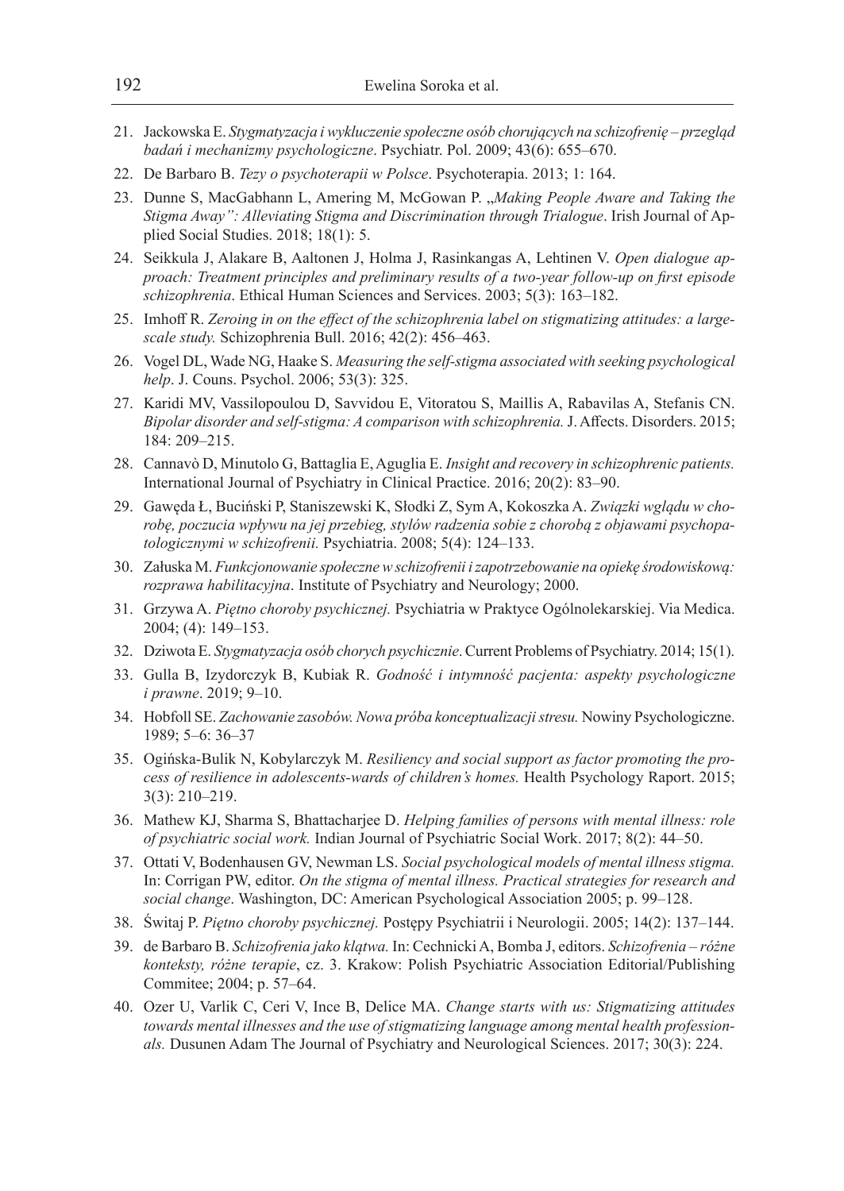21. Jackowska E. *Stygmatyzacja i wykluczenie społeczne osób chorujących na schizofrenię – przegląd badań i mechanizmy psychologiczne*. Psychiatr. Pol. 2009; 43(6): 655–670.
22. De Barbaro B. *Tezy o psychoterapii w Polsce*. Psychoterapia. 2013; 1: 164.
23. Dunne S, MacGabhann L, Amering M, McGowan P. *„Making People Aware and Taking the Stigma Away": Alleviating Stigma and Discrimination through Trialogue*. Irish Journal of Applied Social Studies. 2018; 18(1): 5.
24. Seikkula J, Alakare B, Aaltonen J, Holma J, Rasinkangas A, Lehtinen V. *Open dialogue approach: Treatment principles and preliminary results of a two-year follow-up on first episode schizophrenia*. Ethical Human Sciences and Services. 2003; 5(3): 163–182.
25. Imhoff R. *Zeroing in on the effect of the schizophrenia label on stigmatizing attitudes: a large-scale study.* Schizophrenia Bull. 2016; 42(2): 456–463.
26. Vogel DL, Wade NG, Haake S. *Measuring the self-stigma associated with seeking psychological help*. J. Couns. Psychol. 2006; 53(3): 325.
27. Karidi MV, Vassilopoulou D, Savvidou E, Vitoratou S, Maillis A, Rabavilas A, Stefanis CN. *Bipolar disorder and self-stigma: A comparison with schizophrenia.* J. Affects. Disorders. 2015; 184: 209–215.
28. Cannavò D, Minutolo G, Battaglia E, Aguglia E. *Insight and recovery in schizophrenic patients.* International Journal of Psychiatry in Clinical Practice. 2016; 20(2): 83–90.
29. Gawęda Ł, Buciński P, Staniszewski K, Słodki Z, Sym A, Kokoszka A. *Związki wglądu w chorobę, poczucia wpływu na jej przebieg, stylów radzenia sobie z chorobą z objawami psychopatologicznymi w schizofrenii.* Psychiatria. 2008; 5(4): 124–133.
30. Załuska M. *Funkcjonowanie społeczne w schizofrenii i zapotrzebowanie na opiekę środowiskową: rozprawa habilitacyjna*. Institute of Psychiatry and Neurology; 2000.
31. Grzywa A. *Piętno choroby psychicznej.* Psychiatria w Praktyce Ogólnolekarskiej. Via Medica. 2004; (4): 149–153.
32. Dziwota E. *Stygmatyzacja osób chorych psychicznie*. Current Problems of Psychiatry. 2014; 15(1).
33. Gulla B, Izydorczyk B, Kubiak R. *Godność i intymność pacjenta: aspekty psychologiczne i prawne*. 2019; 9–10.
34. Hobfoll SE. *Zachowanie zasobów. Nowa próba konceptualizacji stresu.* Nowiny Psychologiczne. 1989; 5–6: 36–37
35. Ogińska-Bulik N, Kobylarczyk M. *Resiliency and social support as factor promoting the process of resilience in adolescents-wards of children's homes.* Health Psychology Raport. 2015; 3(3): 210–219.
36. Mathew KJ, Sharma S, Bhattacharjee D. *Helping families of persons with mental illness: role of psychiatric social work.* Indian Journal of Psychiatric Social Work. 2017; 8(2): 44–50.
37. Ottati V, Bodenhausen GV, Newman LS. *Social psychological models of mental illness stigma.* In: Corrigan PW, editor. *On the stigma of mental illness. Practical strategies for research and social change*. Washington, DC: American Psychological Association 2005; p. 99–128.
38. Świtaj P. *Piętno choroby psychicznej.* Postępy Psychiatrii i Neurologii. 2005; 14(2): 137–144.
39. de Barbaro B. *Schizofrenia jako klątwa.* In: Cechnicki A, Bomba J, editors. *Schizofrenia – różne konteksty, różne terapie*, cz. 3. Krakow: Polish Psychiatric Association Editorial/Publishing Commitee; 2004; p. 57–64.
40. Ozer U, Varlik C, Ceri V, Ince B, Delice MA. *Change starts with us: Stigmatizing attitudes towards mental illnesses and the use of stigmatizing language among mental health professionals.* Dusunen Adam The Journal of Psychiatry and Neurological Sciences. 2017; 30(3): 224.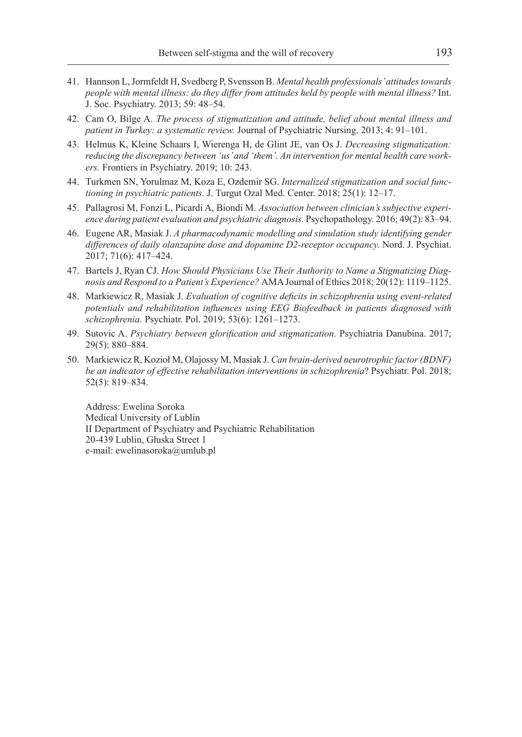41. Hannson L, Jormfeldt H, Svedberg P, Svensson B. *Mental health professionals' attitudes towards people with mental illness: do they differ from attitudes held by people with mental illness?* Int. J. Soc. Psychiatry. 2013; 59: 48–54.
42. Cam O, Bilge A. *The process of stigmatization and attitude, belief about mental illness and patient in Turkey: a systematic review.* Journal of Psychiatric Nursing. 2013; 4: 91–101.
43. Helmus K, Kleine Schaars I, Wierenga H, de Glint JE, van Os J. *Decreasing stigmatization: reducing the discrepancy between 'us' and 'them'. An intervention for mental health care workers.* Frontiers in Psychiatry. 2019; 10: 243.
44. Turkmen SN, Yorulmaz M, Koza E, Ozdemir SG. *Internalized stigmatization and social functioning in psychiatric patients.* J. Turgut Ozal Med. Center. 2018; 25(1): 12–17.
45. Pallagrosi M, Fonzi L, Picardi A, Biondi M. *Association between clinician's subjective experience during patient evaluation and psychiatric diagnosis.* Psychopathology. 2016; 49(2): 83–94.
46. Eugene AR, Masiak J. *A pharmacodynamic modelling and simulation study identifying gender differences of daily olanzapine dose and dopamine D2-receptor occupancy.* Nord. J. Psychiat. 2017; 71(6): 417–424.
47. Bartels J, Ryan CJ. *How Should Physicians Use Their Authority to Name a Stigmatizing Diagnosis and Respond to a Patient's Experience?* AMA Journal of Ethics 2018; 20(12): 1119–1125.
48. Markiewicz R, Masiak J. *Evaluation of cognitive deficits in schizophrenia using event-related potentials and rehabilitation influences using EEG Biofeedback in patients diagnosed with schizophrenia.* Psychiatr. Pol. 2019; 53(6): 1261–1273.
49. Sutovic A. *Psychiatry between glorification and stigmatization.* Psychiatria Danubina. 2017; 29(5): 880–884.
50. Markiewicz R, Kozioł M, Olajossy M, Masiak J. *Can brain-derived neurotrophic factor (BDNF) be an indicator of effective rehabilitation interventions in schizophrenia*? Psychiatr. Pol. 2018; 52(5): 819–834.

Address: Ewelina Soroka  
Medical University of Lublin  
II Department of Psychiatry and Psychiatric Rehabilitation  
20-439 Lublin, Głuska Street 1  
e-mail: ewelinasoroka@umlub.pl